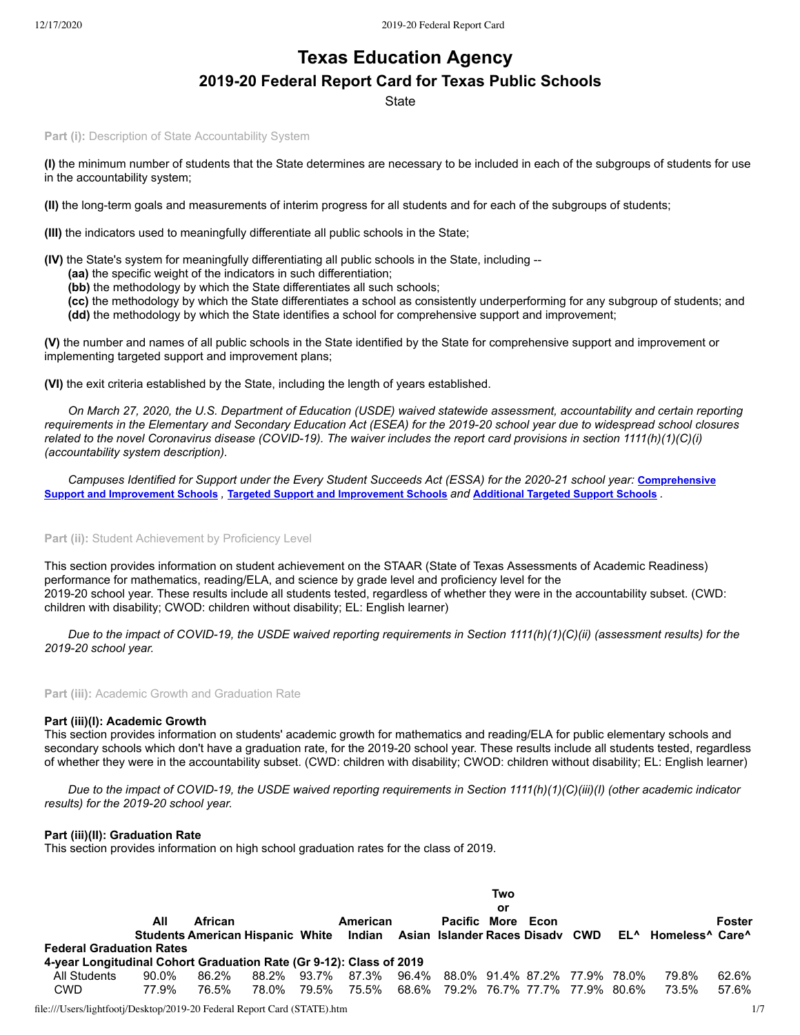# Texas Education Agency

## 2019-20 Federal Report Card for Texas Public Schools

State

**Part (i):** Description of State Accountability System

**(I)** the minimum number of students that the State determines are necessary to be included in each of the subgroups of students for use in the accountability system;

**(II)** the long-term goals and measurements of interim progress for all students and for each of the subgroups of students;

**(III)** the indicators used to meaningfully differentiate all public schools in the State;

**(IV)** the State's system for meaningfully differentiating all public schools in the State, including --
- **(aa)** the specific weight of the indicators in such differentiation;
- **(bb)** the methodology by which the State differentiates all such schools;
- **(cc)** the methodology by which the State differentiates a school as consistently underperforming for any subgroup of students; and
- **(dd)** the methodology by which the State identifies a school for comprehensive support and improvement;

**(V)** the number and names of all public schools in the State identified by the State for comprehensive support and improvement or implementing targeted support and improvement plans;

**(VI)** the exit criteria established by the State, including the length of years established.

*On March 27, 2020, the U.S. Department of Education (USDE) waived statewide assessment, accountability and certain reporting requirements in the Elementary and Secondary Education Act (ESEA) for the 2019-20 school year due to widespread school closures related to the novel Coronavirus disease (COVID-19). The waiver includes the report card provisions in section 1111(h)(1)(C)(i) (accountability system description).*

*Campuses Identified for Support under the Every Student Succeeds Act (ESSA) for the 2020-21 school year:* **Comprehensive Support and Improvement Schools** , **Targeted Support and Improvement Schools** *and* **Additional Targeted Support Schools** .

**Part (ii):** Student Achievement by Proficiency Level

This section provides information on student achievement on the STAAR (State of Texas Assessments of Academic Readiness) performance for mathematics, reading/ELA, and science by grade level and proficiency level for the 2019-20 school year. These results include all students tested, regardless of whether they were in the accountability subset. (CWD: children with disability; CWOD: children without disability; EL: English learner)

*Due to the impact of COVID-19, the USDE waived reporting requirements in Section 1111(h)(1)(C)(ii) (assessment results) for the 2019-20 school year.*

**Part (iii):** Academic Growth and Graduation Rate

### Part (iii)(I): Academic Growth

This section provides information on students' academic growth for mathematics and reading/ELA for public elementary schools and secondary schools which don't have a graduation rate, for the 2019-20 school year. These results include all students tested, regardless of whether they were in the accountability subset. (CWD: children with disability; CWOD: children without disability; EL: English learner)

*Due to the impact of COVID-19, the USDE waived reporting requirements in Section 1111(h)(1)(C)(iii)(I) (other academic indicator results) for the 2019-20 school year.*

### Part (iii)(II): Graduation Rate

This section provides information on high school graduation rates for the class of 2019.

| | All Students | African American | Hispanic | White | American Indian | Asian | Pacific Islander | Two or More Races | Econ Disadv | CWD | EL^ | Homeless^ | Foster Care^ |
|---|---|---|---|---|---|---|---|---|---|---|---|---|---|
| **Federal Graduation Rates** | | | | | | | | | | | | | |
| **4-year Longitudinal Cohort Graduation Rate (Gr 9-12): Class of 2019** | | | | | | | | | | | | | |
| All Students | 90.0% | 86.2% | 88.2% | 93.7% | 87.3% | 96.4% | 88.0% | 91.4% | 87.2% | 77.9% | 78.0% | 79.8% | 62.6% |
| CWD | 77.9% | 76.5% | 78.0% | 79.5% | 75.5% | 68.6% | 79.2% | 76.7% | 77.7% | 77.9% | 80.6% | 73.5% | 57.6% |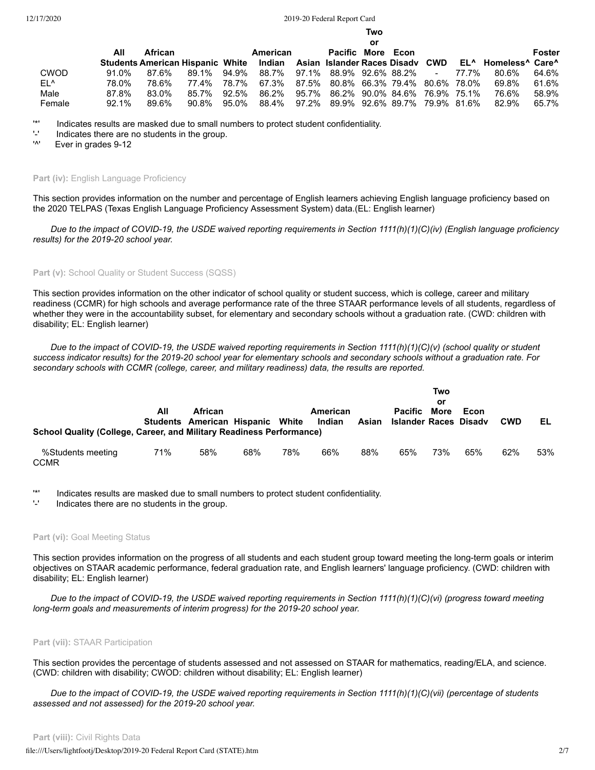| | All Students | African American | Hispanic | White | American Indian | Asian | Pacific Islander | Two or More Races | Econ Disadv | CWD | EL^ | Homeless^ | Foster Care^ |
|---|---|---|---|---|---|---|---|---|---|---|---|---|---|
| CWOD | 91.0% | 87.6% | 89.1% | 94.9% | 88.7% | 97.1% | 88.9% | 92.6% | 88.2% | - | 77.7% | 80.6% | 64.6% |
| EL^ | 78.0% | 78.6% | 77.4% | 78.7% | 67.3% | 87.5% | 80.8% | 66.3% | 79.4% | 80.6% | 78.0% | 69.8% | 61.6% |
| Male | 87.8% | 83.0% | 85.7% | 92.5% | 86.2% | 95.7% | 86.2% | 90.0% | 84.6% | 76.9% | 75.1% | 76.6% | 58.9% |
| Female | 92.1% | 89.6% | 90.8% | 95.0% | 88.4% | 97.2% | 89.9% | 92.6% | 89.7% | 79.9% | 81.6% | 82.9% | 65.7% |

'*' Indicates results are masked due to small numbers to protect student confidentiality.
'-' Indicates there are no students in the group.
'^' Ever in grades 9-12

#### Part (iv): English Language Proficiency

This section provides information on the number and percentage of English learners achieving English language proficiency based on the 2020 TELPAS (Texas English Language Proficiency Assessment System) data.(EL: English learner)

*Due to the impact of COVID-19, the USDE waived reporting requirements in Section 1111(h)(1)(C)(iv) (English language proficiency results) for the 2019-20 school year.*

#### Part (v): School Quality or Student Success (SQSS)

This section provides information on the other indicator of school quality or student success, which is college, career and military readiness (CCMR) for high schools and average performance rate of the three STAAR performance levels of all students, regardless of whether they were in the accountability subset, for elementary and secondary schools without a graduation rate. (CWD: children with disability; EL: English learner)

*Due to the impact of COVID-19, the USDE waived reporting requirements in Section 1111(h)(1)(C)(v) (school quality or student success indicator results) for the 2019-20 school year for elementary schools and secondary schools without a graduation rate. For secondary schools with CCMR (college, career, and military readiness) data, the results are reported.*

| School Quality (College, Career, and Military Readiness Performance) | All Students | African American | Hispanic | White | American Indian | Asian | Pacific Islander | Two or More Races | Econ Disadv | CWD | EL |
|---|---|---|---|---|---|---|---|---|---|---|---|
| %Students meeting CCMR | 71% | 58% | 68% | 78% | 66% | 88% | 65% | 73% | 65% | 62% | 53% |

'*' Indicates results are masked due to small numbers to protect student confidentiality.
'-' Indicates there are no students in the group.

#### Part (vi): Goal Meeting Status

This section provides information on the progress of all students and each student group toward meeting the long-term goals or interim objectives on STAAR academic performance, federal graduation rate, and English learners' language proficiency. (CWD: children with disability; EL: English learner)

*Due to the impact of COVID-19, the USDE waived reporting requirements in Section 1111(h)(1)(C)(vi) (progress toward meeting long-term goals and measurements of interim progress) for the 2019-20 school year.*

#### Part (vii): STAAR Participation

This section provides the percentage of students assessed and not assessed on STAAR for mathematics, reading/ELA, and science. (CWD: children with disability; CWOD: children without disability; EL: English learner)

*Due to the impact of COVID-19, the USDE waived reporting requirements in Section 1111(h)(1)(C)(vii) (percentage of students assessed and not assessed) for the 2019-20 school year.*

#### Part (viii): Civil Rights Data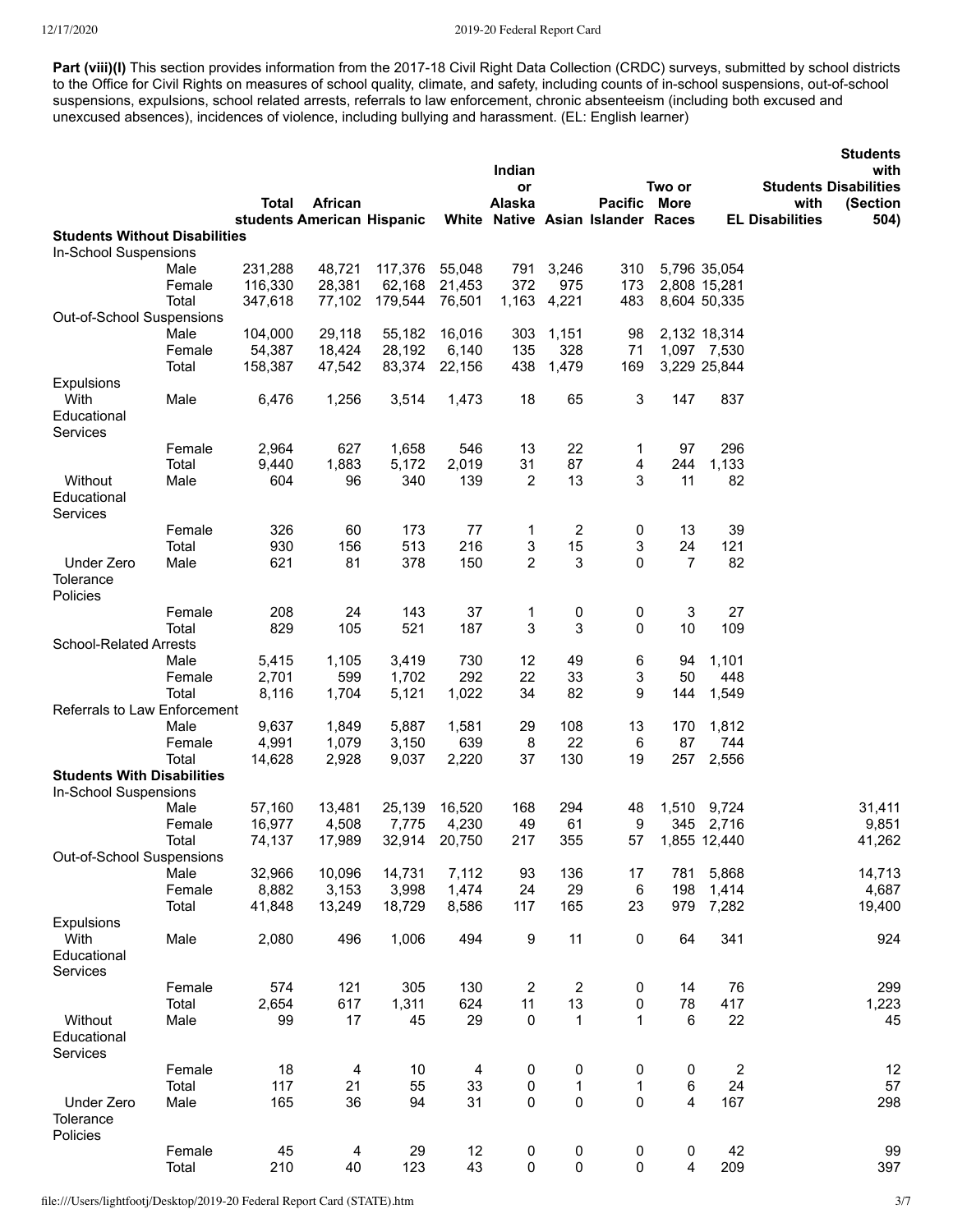**Part (viii)(I)** This section provides information from the 2017-18 Civil Right Data Collection (CRDC) surveys, submitted by school districts to the Office for Civil Rights on measures of school quality, climate, and safety, including counts of in-school suspensions, out-of-school suspensions, expulsions, school related arrests, referrals to law enforcement, chronic absenteeism (including both excused and unexcused absences), incidences of violence, including bullying and harassment. (EL: English learner)

| | | Total students | African American | Hispanic | White | Indian or Alaska Native | Asian | Pacific Islander | Two or More Races | EL | Students with Disabilities | Students with Disabilities (Section 504) |
|---|---|---|---|---|---|---|---|---|---|---|---|---|
| **Students Without Disabilities** | | | | | | | | | | | | |
| In-School Suspensions | | | | | | | | | | | | |
| | Male | 231,288 | 48,721 | 117,376 | 55,048 | 791 | 3,246 | 310 | 5,796 | 35,054 | | |
| | Female | 116,330 | 28,381 | 62,168 | 21,453 | 372 | 975 | 173 | 2,808 | 15,281 | | |
| | Total | 347,618 | 77,102 | 179,544 | 76,501 | 1,163 | 4,221 | 483 | 8,604 | 50,335 | | |
| Out-of-School Suspensions | | | | | | | | | | | | |
| | Male | 104,000 | 29,118 | 55,182 | 16,016 | 303 | 1,151 | 98 | 2,132 | 18,314 | | |
| | Female | 54,387 | 18,424 | 28,192 | 6,140 | 135 | 328 | 71 | 1,097 | 7,530 | | |
| | Total | 158,387 | 47,542 | 83,374 | 22,156 | 438 | 1,479 | 169 | 3,229 | 25,844 | | |
| Expulsions | | | | | | | | | | | | |
| With Educational Services | Male | 6,476 | 1,256 | 3,514 | 1,473 | 18 | 65 | 3 | 147 | 837 | | |
| | Female | 2,964 | 627 | 1,658 | 546 | 13 | 22 | 1 | 97 | 296 | | |
| | Total | 9,440 | 1,883 | 5,172 | 2,019 | 31 | 87 | 4 | 244 | 1,133 | | |
| Without Educational Services | Male | 604 | 96 | 340 | 139 | 2 | 13 | 3 | 11 | 82 | | |
| | Female | 326 | 60 | 173 | 77 | 1 | 2 | 0 | 13 | 39 | | |
| | Total | 930 | 156 | 513 | 216 | 3 | 15 | 3 | 24 | 121 | | |
| Under Zero Tolerance Policies | Male | 621 | 81 | 378 | 150 | 2 | 3 | 0 | 7 | 82 | | |
| | Female | 208 | 24 | 143 | 37 | 1 | 0 | 0 | 3 | 27 | | |
| | Total | 829 | 105 | 521 | 187 | 3 | 3 | 0 | 10 | 109 | | |
| School-Related Arrests | | | | | | | | | | | | |
| | Male | 5,415 | 1,105 | 3,419 | 730 | 12 | 49 | 6 | 94 | 1,101 | | |
| | Female | 2,701 | 599 | 1,702 | 292 | 22 | 33 | 3 | 50 | 448 | | |
| | Total | 8,116 | 1,704 | 5,121 | 1,022 | 34 | 82 | 9 | 144 | 1,549 | | |
| Referrals to Law Enforcement | | | | | | | | | | | | |
| | Male | 9,637 | 1,849 | 5,887 | 1,581 | 29 | 108 | 13 | 170 | 1,812 | | |
| | Female | 4,991 | 1,079 | 3,150 | 639 | 8 | 22 | 6 | 87 | 744 | | |
| | Total | 14,628 | 2,928 | 9,037 | 2,220 | 37 | 130 | 19 | 257 | 2,556 | | |
| **Students With Disabilities** | | | | | | | | | | | | |
| In-School Suspensions | | | | | | | | | | | | |
| | Male | 57,160 | 13,481 | 25,139 | 16,520 | 168 | 294 | 48 | 1,510 | 9,724 | | 31,411 |
| | Female | 16,977 | 4,508 | 7,775 | 4,230 | 49 | 61 | 9 | 345 | 2,716 | | 9,851 |
| | Total | 74,137 | 17,989 | 32,914 | 20,750 | 217 | 355 | 57 | 1,855 | 12,440 | | 41,262 |
| Out-of-School Suspensions | | | | | | | | | | | | |
| | Male | 32,966 | 10,096 | 14,731 | 7,112 | 93 | 136 | 17 | 781 | 5,868 | | 14,713 |
| | Female | 8,882 | 3,153 | 3,998 | 1,474 | 24 | 29 | 6 | 198 | 1,414 | | 4,687 |
| | Total | 41,848 | 13,249 | 18,729 | 8,586 | 117 | 165 | 23 | 979 | 7,282 | | 19,400 |
| Expulsions | | | | | | | | | | | | |
| With Educational Services | Male | 2,080 | 496 | 1,006 | 494 | 9 | 11 | 0 | 64 | 341 | | 924 |
| | Female | 574 | 121 | 305 | 130 | 2 | 2 | 0 | 14 | 76 | | 299 |
| | Total | 2,654 | 617 | 1,311 | 624 | 11 | 13 | 0 | 78 | 417 | | 1,223 |
| Without Educational Services | Male | 99 | 17 | 45 | 29 | 0 | 1 | 1 | 6 | 22 | | 45 |
| | Female | 18 | 4 | 10 | 4 | 0 | 0 | 0 | 0 | 2 | | 12 |
| | Total | 117 | 21 | 55 | 33 | 0 | 1 | 1 | 6 | 24 | | 57 |
| Under Zero Tolerance Policies | Male | 165 | 36 | 94 | 31 | 0 | 0 | 0 | 4 | 167 | | 298 |
| | Female | 45 | 4 | 29 | 12 | 0 | 0 | 0 | 0 | 42 | | 99 |
| | Total | 210 | 40 | 123 | 43 | 0 | 0 | 0 | 4 | 209 | | 397 |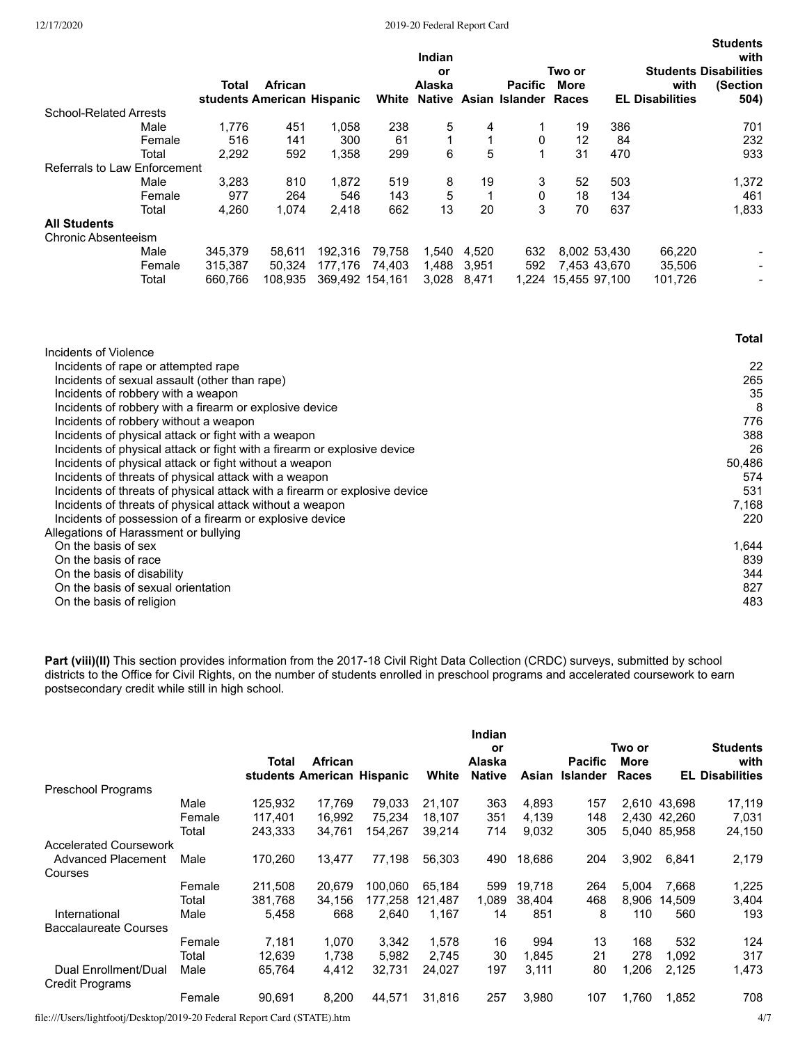| | | Total students | African American | Hispanic | White | Indian or Alaska Native | Asian | Pacific Islander | Two or More Races | EL | Students with Disabilities | Students with Disabilities (Section 504) |
|---|---|---|---|---|---|---|---|---|---|---|---|---|
| School-Related Arrests | | | | | | | | | | | | |
| | Male | 1,776 | 451 | 1,058 | 238 | 5 | 4 | 1 | 19 | 386 | | 701 |
| | Female | 516 | 141 | 300 | 61 | 1 | 1 | 0 | 12 | 84 | | 232 |
| | Total | 2,292 | 592 | 1,358 | 299 | 6 | 5 | 1 | 31 | 470 | | 933 |
| Referrals to Law Enforcement | | | | | | | | | | | | |
| | Male | 3,283 | 810 | 1,872 | 519 | 8 | 19 | 3 | 52 | 503 | | 1,372 |
| | Female | 977 | 264 | 546 | 143 | 5 | 1 | 0 | 18 | 134 | | 461 |
| | Total | 4,260 | 1,074 | 2,418 | 662 | 13 | 20 | 3 | 70 | 637 | | 1,833 |
| **All Students** | | | | | | | | | | | | |
| Chronic Absenteeism | | | | | | | | | | | | |
| | Male | 345,379 | 58,611 | 192,316 | 79,758 | 1,540 | 4,520 | 632 | 8,002 | 53,430 | 66,220 | - |
| | Female | 315,387 | 50,324 | 177,176 | 74,403 | 1,488 | 3,951 | 592 | 7,453 | 43,670 | 35,506 | - |
| | Total | 660,766 | 108,935 | 369,492 | 154,161 | 3,028 | 8,471 | 1,224 | 15,455 | 97,100 | 101,726 | - |

| | Total |
|---|---|
| Incidents of Violence | |
| Incidents of rape or attempted rape | 22 |
| Incidents of sexual assault (other than rape) | 265 |
| Incidents of robbery with a weapon | 35 |
| Incidents of robbery with a firearm or explosive device | 8 |
| Incidents of robbery without a weapon | 776 |
| Incidents of physical attack or fight with a weapon | 388 |
| Incidents of physical attack or fight with a firearm or explosive device | 26 |
| Incidents of physical attack or fight without a weapon | 50,486 |
| Incidents of threats of physical attack with a weapon | 574 |
| Incidents of threats of physical attack with a firearm or explosive device | 531 |
| Incidents of threats of physical attack without a weapon | 7,168 |
| Incidents of possession of a firearm or explosive device | 220 |
| Allegations of Harassment or bullying | |
| On the basis of sex | 1,644 |
| On the basis of race | 839 |
| On the basis of disability | 344 |
| On the basis of sexual orientation | 827 |
| On the basis of religion | 483 |

**Part (viii)(II)** This section provides information from the 2017-18 Civil Right Data Collection (CRDC) surveys, submitted by school districts to the Office for Civil Rights, on the number of students enrolled in preschool programs and accelerated coursework to earn postsecondary credit while still in high school.

| | | Total students | African American | Hispanic | White | Indian or Alaska Native | Asian | Pacific Islander | Two or More Races | EL | Students with Disabilities |
|---|---|---|---|---|---|---|---|---|---|---|---|
| Preschool Programs | | | | | | | | | | | |
| | Male | 125,932 | 17,769 | 79,033 | 21,107 | 363 | 4,893 | 157 | 2,610 | 43,698 | 17,119 |
| | Female | 117,401 | 16,992 | 75,234 | 18,107 | 351 | 4,139 | 148 | 2,430 | 42,260 | 7,031 |
| | Total | 243,333 | 34,761 | 154,267 | 39,214 | 714 | 9,032 | 305 | 5,040 | 85,958 | 24,150 |
| Accelerated Coursework | | | | | | | | | | | |
| Advanced Placement Courses | Male | 170,260 | 13,477 | 77,198 | 56,303 | 490 | 18,686 | 204 | 3,902 | 6,841 | 2,179 |
| | Female | 211,508 | 20,679 | 100,060 | 65,184 | 599 | 19,718 | 264 | 5,004 | 7,668 | 1,225 |
| | Total | 381,768 | 34,156 | 177,258 | 121,487 | 1,089 | 38,404 | 468 | 8,906 | 14,509 | 3,404 |
| International Baccalaureate Courses | Male | 5,458 | 668 | 2,640 | 1,167 | 14 | 851 | 8 | 110 | 560 | 193 |
| | Female | 7,181 | 1,070 | 3,342 | 1,578 | 16 | 994 | 13 | 168 | 532 | 124 |
| | Total | 12,639 | 1,738 | 5,982 | 2,745 | 30 | 1,845 | 21 | 278 | 1,092 | 317 |
| Dual Enrollment/Dual Credit Programs | Male | 65,764 | 4,412 | 32,731 | 24,027 | 197 | 3,111 | 80 | 1,206 | 2,125 | 1,473 |
| | Female | 90,691 | 8,200 | 44,571 | 31,816 | 257 | 3,980 | 107 | 1,760 | 1,852 | 708 |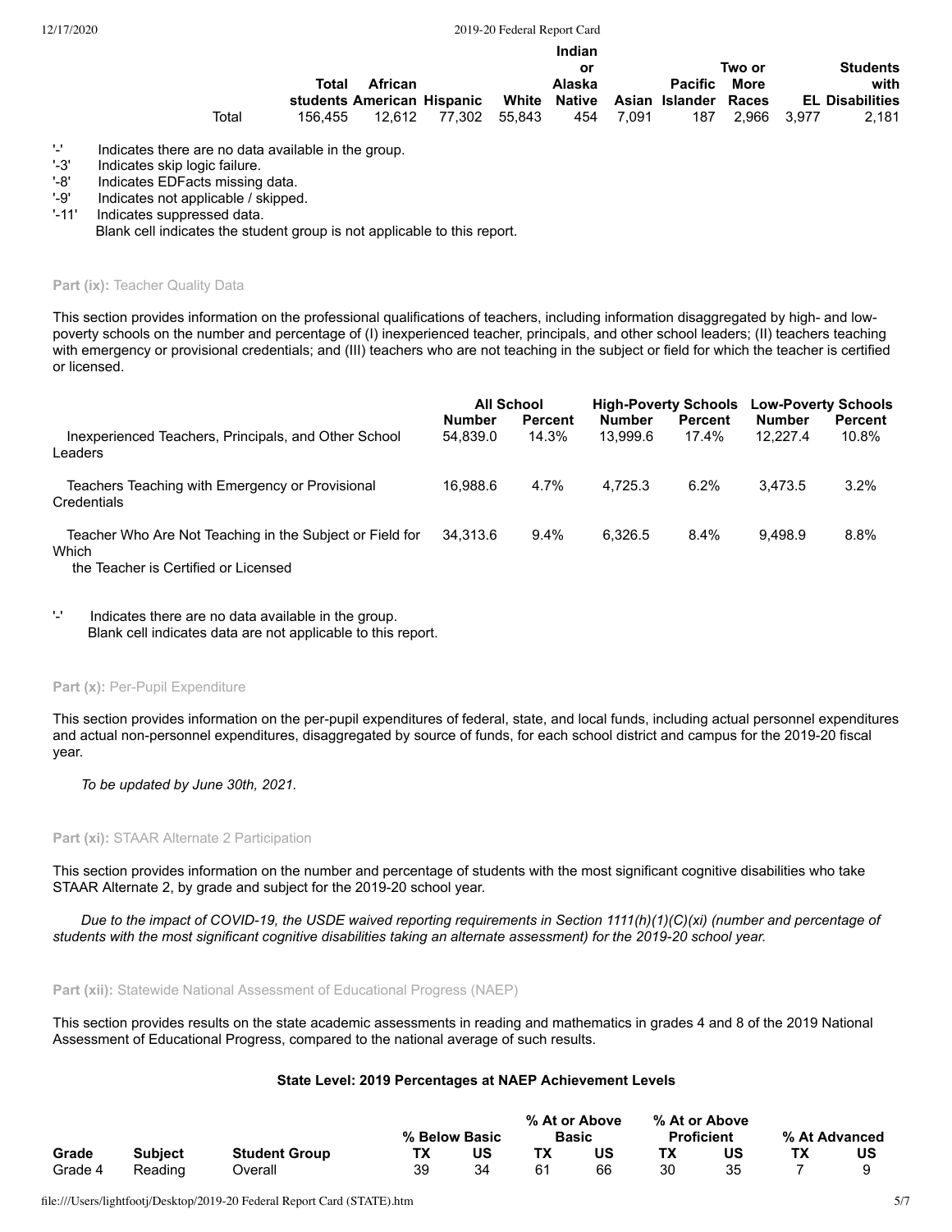| | Total students | African American | Hispanic | White | Indian or Alaska Native | Asian | Pacific Islander | Two or More Races | EL | Students with Disabilities |
|---|---|---|---|---|---|---|---|---|---|---|
| Total | 156,455 | 12,612 | 77,302 | 55,843 | 454 | 7,091 | 187 | 2,966 | 3,977 | 2,181 |

'-' Indicates there are no data available in the group.
'-3' Indicates skip logic failure.
'-8' Indicates EDFacts missing data.
'-9' Indicates not applicable / skipped.
'-11' Indicates suppressed data.
Blank cell indicates the student group is not applicable to this report.

**Part (ix):** Teacher Quality Data

This section provides information on the professional qualifications of teachers, including information disaggregated by high- and low-poverty schools on the number and percentage of (I) inexperienced teacher, principals, and other school leaders; (II) teachers teaching with emergency or provisional credentials; and (III) teachers who are not teaching in the subject or field for which the teacher is certified or licensed.

| | All School | | High-Poverty Schools | | Low-Poverty Schools | |
|---|---|---|---|---|---|---|
| | Number | Percent | Number | Percent | Number | Percent |
| Inexperienced Teachers, Principals, and Other School Leaders | 54,839.0 | 14.3% | 13,999.6 | 17.4% | 12,227.4 | 10.8% |
| Teachers Teaching with Emergency or Provisional Credentials | 16,988.6 | 4.7% | 4,725.3 | 6.2% | 3,473.5 | 3.2% |
| Teacher Who Are Not Teaching in the Subject or Field for Which the Teacher is Certified or Licensed | 34,313.6 | 9.4% | 6,326.5 | 8.4% | 9,498.9 | 8.8% |

'-' Indicates there are no data available in the group.
Blank cell indicates data are not applicable to this report.

**Part (x):** Per-Pupil Expenditure

This section provides information on the per-pupil expenditures of federal, state, and local funds, including actual personnel expenditures and actual non-personnel expenditures, disaggregated by source of funds, for each school district and campus for the 2019-20 fiscal year.

*To be updated by June 30th, 2021.*

**Part (xi):** STAAR Alternate 2 Participation

This section provides information on the number and percentage of students with the most significant cognitive disabilities who take STAAR Alternate 2, by grade and subject for the 2019-20 school year.

*Due to the impact of COVID-19, the USDE waived reporting requirements in Section 1111(h)(1)(C)(xi) (number and percentage of students with the most significant cognitive disabilities taking an alternate assessment) for the 2019-20 school year.*

**Part (xii):** Statewide National Assessment of Educational Progress (NAEP)

This section provides results on the state academic assessments in reading and mathematics in grades 4 and 8 of the 2019 National Assessment of Educational Progress, compared to the national average of such results.

**State Level: 2019 Percentages at NAEP Achievement Levels**

| | | | % Below Basic | | % At or Above Basic | | % At or Above Proficient | | % At Advanced | |
|---|---|---|---|---|---|---|---|---|---|---|
| Grade | Subject | Student Group | TX | US | TX | US | TX | US | TX | US |
| Grade 4 | Reading | Overall | 39 | 34 | 61 | 66 | 30 | 35 | 7 | 9 |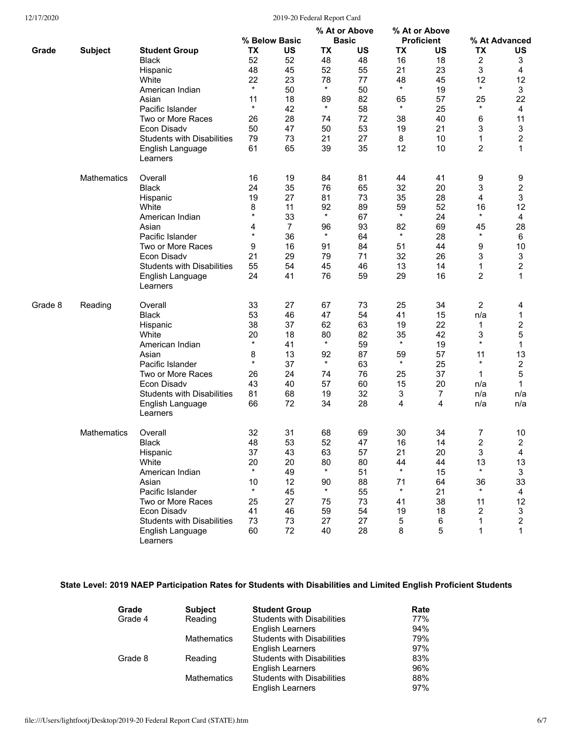| Grade | Subject | Student Group | % Below Basic TX | % Below Basic US | % At or Above Basic TX | % At or Above Basic US | % At or Above Proficient TX | % At or Above Proficient US | % At Advanced TX | % At Advanced US |
|---|---|---|---|---|---|---|---|---|---|---|
| | | Black | 52 | 52 | 48 | 48 | 16 | 18 | 2 | 3 |
| | | Hispanic | 48 | 45 | 52 | 55 | 21 | 23 | 3 | 4 |
| | | White | 22 | 23 | 78 | 77 | 48 | 45 | 12 | 12 |
| | | American Indian | * | 50 | * | 50 | * | 19 | * | 3 |
| | | Asian | 11 | 18 | 89 | 82 | 65 | 57 | 25 | 22 |
| | | Pacific Islander | * | 42 | * | 58 | * | 25 | * | 4 |
| | | Two or More Races | 26 | 28 | 74 | 72 | 38 | 40 | 6 | 11 |
| | | Econ Disadv | 50 | 47 | 50 | 53 | 19 | 21 | 3 | 3 |
| | | Students with Disabilities | 79 | 73 | 21 | 27 | 8 | 10 | 1 | 2 |
| | | English Language Learners | 61 | 65 | 39 | 35 | 12 | 10 | 2 | 1 |
| | Mathematics | Overall | 16 | 19 | 84 | 81 | 44 | 41 | 9 | 9 |
| | | Black | 24 | 35 | 76 | 65 | 32 | 20 | 3 | 2 |
| | | Hispanic | 19 | 27 | 81 | 73 | 35 | 28 | 4 | 3 |
| | | White | 8 | 11 | 92 | 89 | 59 | 52 | 16 | 12 |
| | | American Indian | * | 33 | * | 67 | * | 24 | * | 4 |
| | | Asian | 4 | 7 | 96 | 93 | 82 | 69 | 45 | 28 |
| | | Pacific Islander | * | 36 | * | 64 | * | 28 | * | 6 |
| | | Two or More Races | 9 | 16 | 91 | 84 | 51 | 44 | 9 | 10 |
| | | Econ Disadv | 21 | 29 | 79 | 71 | 32 | 26 | 3 | 3 |
| | | Students with Disabilities | 55 | 54 | 45 | 46 | 13 | 14 | 1 | 2 |
| | | English Language Learners | 24 | 41 | 76 | 59 | 29 | 16 | 2 | 1 |
| Grade 8 | Reading | Overall | 33 | 27 | 67 | 73 | 25 | 34 | 2 | 4 |
| | | Black | 53 | 46 | 47 | 54 | 41 | 15 | n/a | 1 |
| | | Hispanic | 38 | 37 | 62 | 63 | 19 | 22 | 1 | 2 |
| | | White | 20 | 18 | 80 | 82 | 35 | 42 | 3 | 5 |
| | | American Indian | * | 41 | * | 59 | * | 19 | * | 1 |
| | | Asian | 8 | 13 | 92 | 87 | 59 | 57 | 11 | 13 |
| | | Pacific Islander | * | 37 | * | 63 | * | 25 | * | 2 |
| | | Two or More Races | 26 | 24 | 74 | 76 | 25 | 37 | 1 | 5 |
| | | Econ Disadv | 43 | 40 | 57 | 60 | 15 | 20 | n/a | 1 |
| | | Students with Disabilities | 81 | 68 | 19 | 32 | 3 | 7 | n/a | n/a |
| | | English Language Learners | 66 | 72 | 34 | 28 | 4 | 4 | n/a | n/a |
| | Mathematics | Overall | 32 | 31 | 68 | 69 | 30 | 34 | 7 | 10 |
| | | Black | 48 | 53 | 52 | 47 | 16 | 14 | 2 | 2 |
| | | Hispanic | 37 | 43 | 63 | 57 | 21 | 20 | 3 | 4 |
| | | White | 20 | 20 | 80 | 80 | 44 | 44 | 13 | 13 |
| | | American Indian | * | 49 | * | 51 | * | 15 | * | 3 |
| | | Asian | 10 | 12 | 90 | 88 | 71 | 64 | 36 | 33 |
| | | Pacific Islander | * | 45 | * | 55 | * | 21 | * | 4 |
| | | Two or More Races | 25 | 27 | 75 | 73 | 41 | 38 | 11 | 12 |
| | | Econ Disadv | 41 | 46 | 59 | 54 | 19 | 18 | 2 | 3 |
| | | Students with Disabilities | 73 | 73 | 27 | 27 | 5 | 6 | 1 | 2 |
| | | English Language Learners | 60 | 72 | 40 | 28 | 8 | 5 | 1 | 1 |

## State Level: 2019 NAEP Participation Rates for Students with Disabilities and Limited English Proficient Students

| Grade | Subject | Student Group | Rate |
|---|---|---|---|
| Grade 4 | Reading | Students with Disabilities | 77% |
| | | English Learners | 94% |
| | Mathematics | Students with Disabilities | 79% |
| | | English Learners | 97% |
| Grade 8 | Reading | Students with Disabilities | 83% |
| | | English Learners | 96% |
| | Mathematics | Students with Disabilities | 88% |
| | | English Learners | 97% |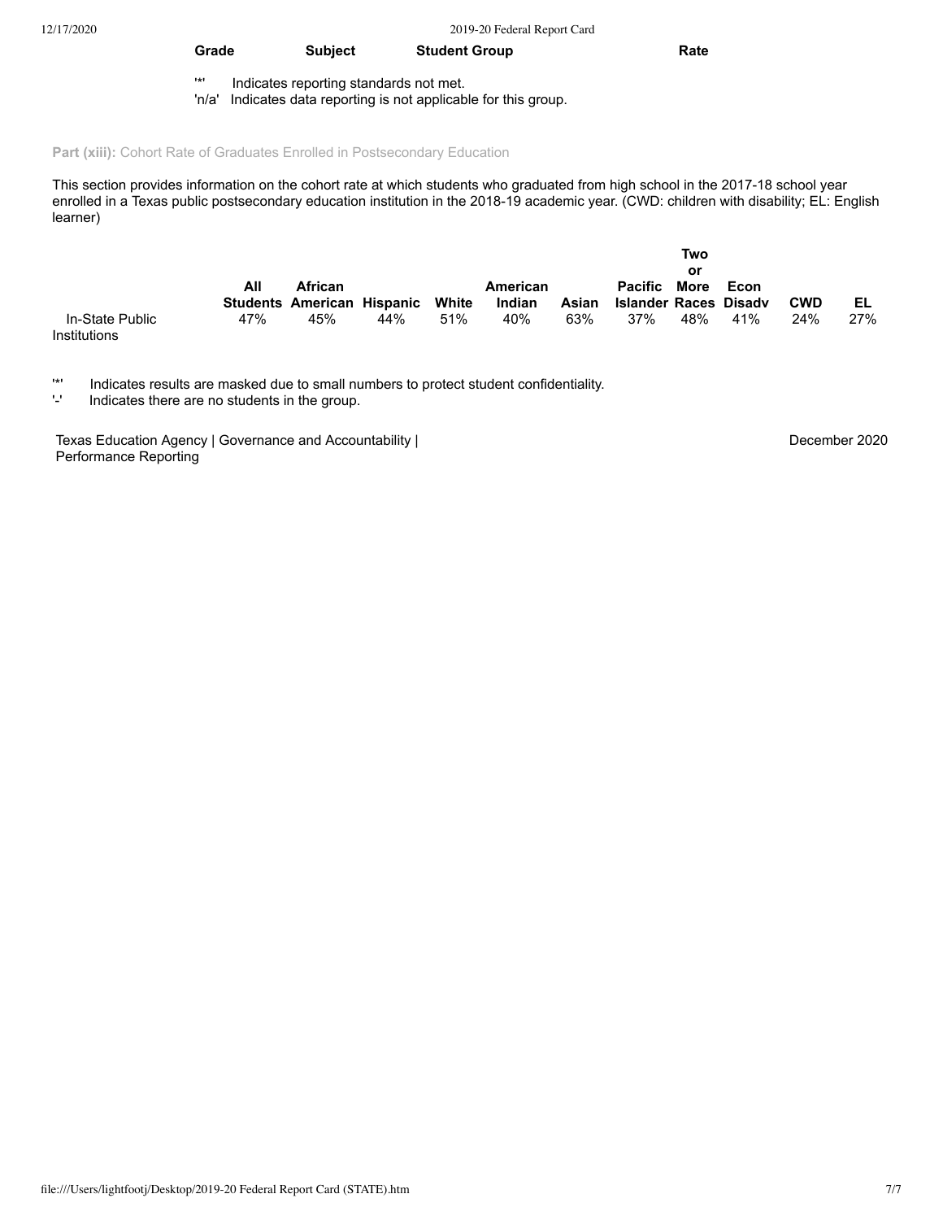| Grade | Subject | Student Group | Rate |
|---|---|---|---|

'*' Indicates reporting standards not met.
'n/a' Indicates data reporting is not applicable for this group.

**Part (xiii):** Cohort Rate of Graduates Enrolled in Postsecondary Education

This section provides information on the cohort rate at which students who graduated from high school in the 2017-18 school year enrolled in a Texas public postsecondary education institution in the 2018-19 academic year. (CWD: children with disability; EL: English learner)

| | All Students | African American | Hispanic | White | American Indian | Asian | Pacific Islander | Two or More Races | Econ Disadv | CWD | EL |
|---|---|---|---|---|---|---|---|---|---|---|---|
| In-State Public Institutions | 47% | 45% | 44% | 51% | 40% | 63% | 37% | 48% | 41% | 24% | 27% |

'*' Indicates results are masked due to small numbers to protect student confidentiality.
'-' Indicates there are no students in the group.

Texas Education Agency | Governance and Accountability | Performance Reporting

December 2020